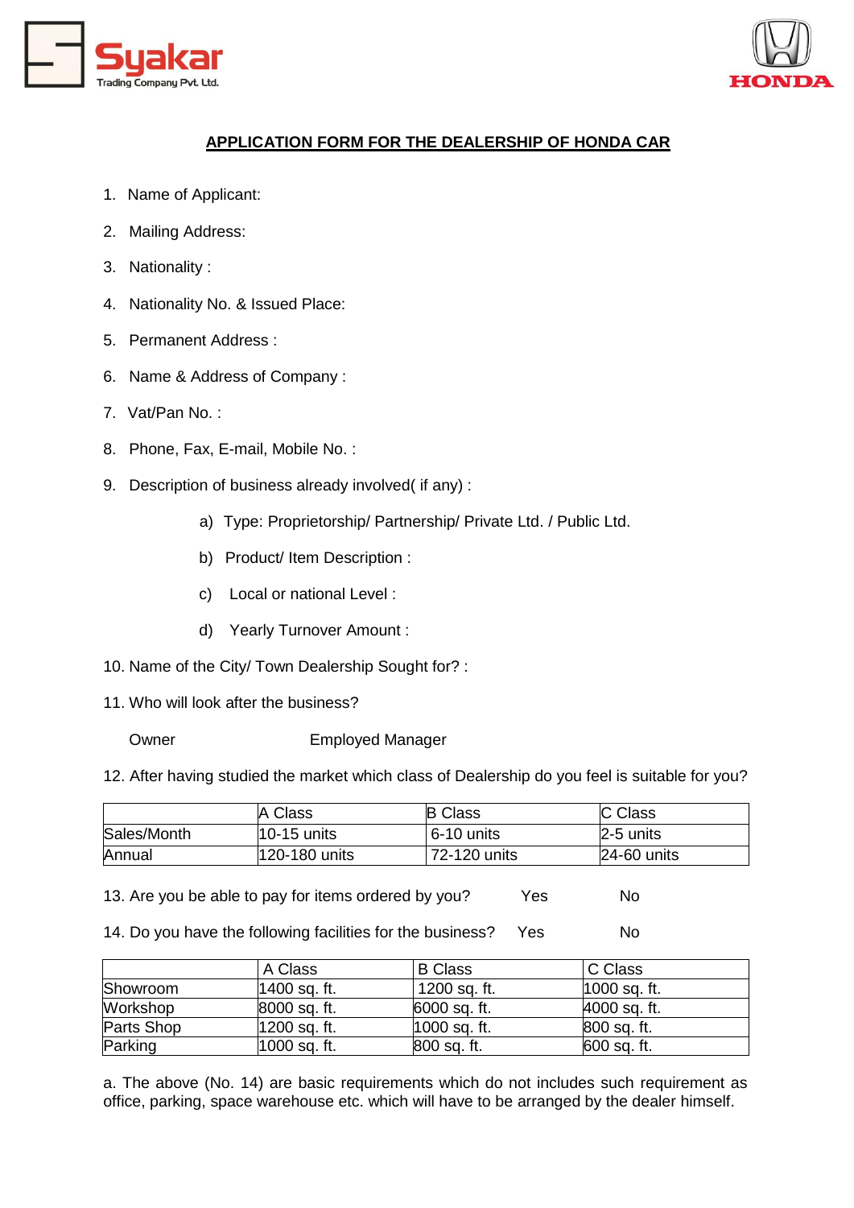Syakar
Trading Company Pvt. Ltd.

HONDA

## APPLICATION FORM FOR THE DEALERSHIP OF HONDA CAR

1. Name of Applicant:
2. Mailing Address:
3. Nationality :
4. Nationality No. & Issued Place:
5. Permanent Address :
6. Name & Address of Company :
7. Vat/Pan No. :
8. Phone, Fax, E-mail, Mobile No. :
9. Description of business already involved( if any) :
    a) Type: Proprietorship/ Partnership/ Private Ltd. / Public Ltd.
    b) Product/ Item Description :
    c) Local or national Level :
    d) Yearly Turnover Amount :
10. Name of the City/ Town Dealership Sought for? :
11. Who will look after the business?

    Owner Employed Manager

12. After having studied the market which class of Dealership do you feel is suitable for you?

| | A Class | B Class | C Class |
|---|---|---|---|
| Sales/Month | 10-15 units | 6-10 units | 2-5 units |
| Annual | 120-180 units | 72-120 units | 24-60 units |

13. Are you be able to pay for items ordered by you? Yes No

14. Do you have the following facilities for the business? Yes No

| | A Class | B Class | C Class |
|---|---|---|---|
| Showroom | 1400 sq. ft. | 1200 sq. ft. | 1000 sq. ft. |
| Workshop | 8000 sq. ft. | 6000 sq. ft. | 4000 sq. ft. |
| Parts Shop | 1200 sq. ft. | 1000 sq. ft. | 800 sq. ft. |
| Parking | 1000 sq. ft. | 800 sq. ft. | 600 sq. ft. |

a. The above (No. 14) are basic requirements which do not includes such requirement as office, parking, space warehouse etc. which will have to be arranged by the dealer himself.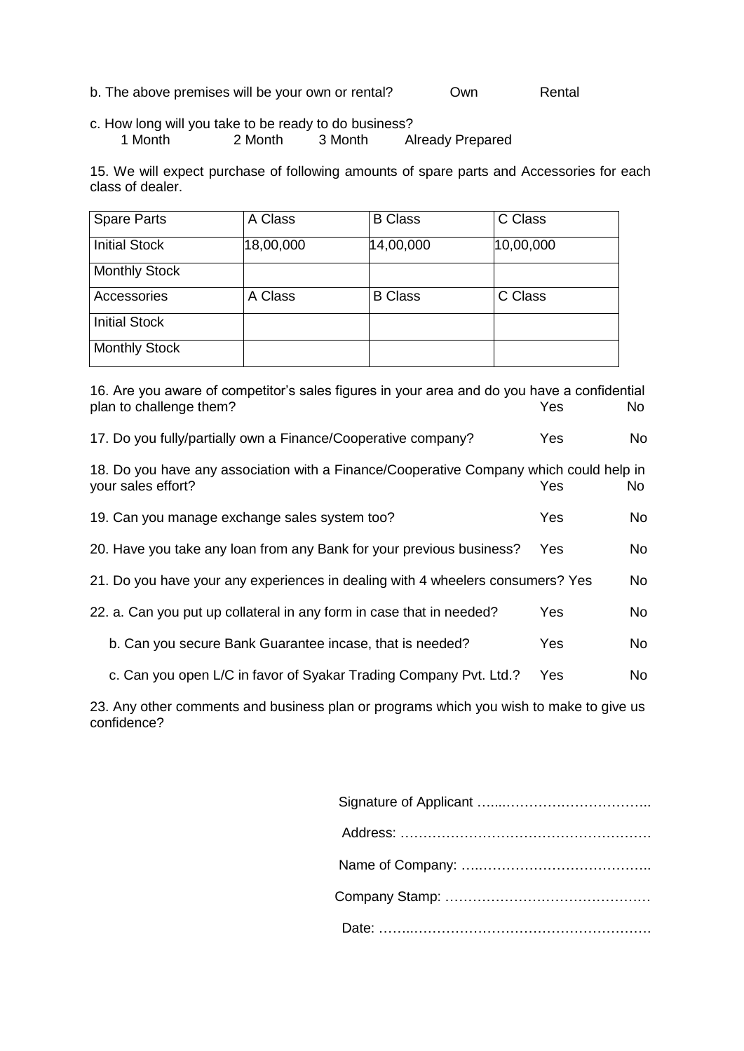b. The above premises will be your own or rental? Own Rental

c. How long will you take to be ready to do business?
1 Month 2 Month 3 Month Already Prepared

15. We will expect purchase of following amounts of spare parts and Accessories for each class of dealer.

| Spare Parts | A Class | B Class | C Class |
|---|---|---|---|
| Initial Stock | 18,00,000 | 14,00,000 | 10,00,000 |
| Monthly Stock | | | |
| Accessories | A Class | B Class | C Class |
| Initial Stock | | | |
| Monthly Stock | | | |

16. Are you aware of competitor's sales figures in your area and do you have a confidential plan to challenge them? Yes No

17. Do you fully/partially own a Finance/Cooperative company? Yes No

18. Do you have any association with a Finance/Cooperative Company which could help in your sales effort? Yes No

19. Can you manage exchange sales system too? Yes No

20. Have you take any loan from any Bank for your previous business? Yes No

21. Do you have your any experiences in dealing with 4 wheelers consumers? Yes No

22. a. Can you put up collateral in any form in case that in needed? Yes No

b. Can you secure Bank Guarantee incase, that is needed? Yes No

c. Can you open L/C in favor of Syakar Trading Company Pvt. Ltd.? Yes No

23. Any other comments and business plan or programs which you wish to make to give us confidence?

Signature of Applicant ……..…………………………..

Address: ……………………………………………….

Name of Company: …..……………………………….

Company Stamp: ………………………………………

Date: ……..…………………………………………….